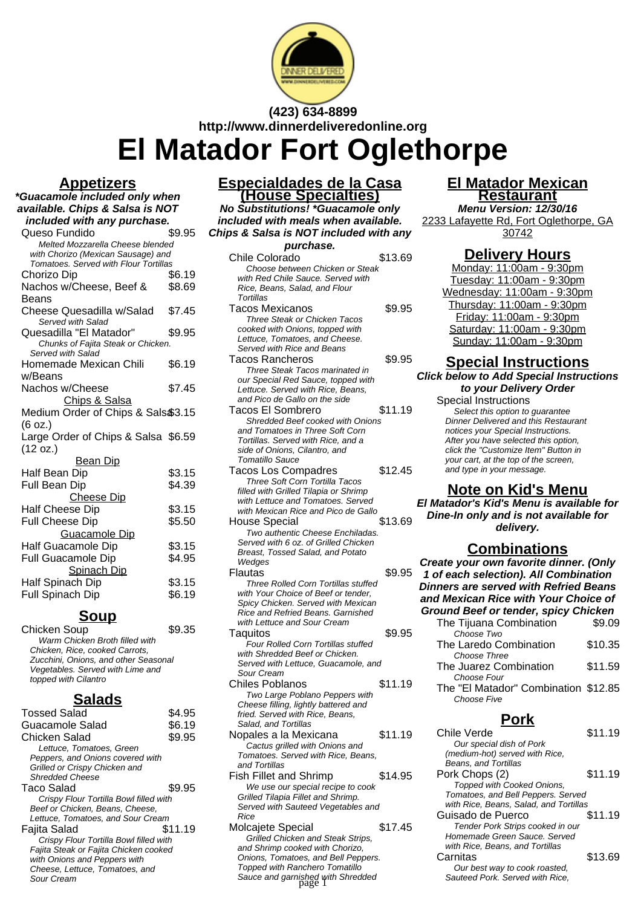**(423) 634-8899**
**http://www.dinnerdeliveredonline.org**

# El Matador Fort Oglethorpe

## Appetizers

***Guacamole included only when available. Chips & Salsa is NOT included with any purchase.***

| Item | Price |
|---|---|
| Queso Fundido<br>*Melted Mozzarella Cheese blended with Chorizo (Mexican Sausage) and Tomatoes. Served with Flour Tortillas* | $9.95 |
| Chorizo Dip | $6.19 |
| Nachos w/Cheese, Beef & Beans | $8.69 |
| Cheese Quesadilla w/Salad<br>*Served with Salad* | $7.45 |
| Quesadilla "El Matador"<br>*Chunks of Fajita Steak or Chicken. Served with Salad* | $9.95 |
| Homemade Mexican Chili w/Beans | $6.19 |
| Nachos w/Cheese | $7.45 |

**Chips & Salsa**

| Item | Price |
|---|---|
| Medium Order of Chips & Salsa (6 oz.) | $3.15 |
| Large Order of Chips & Salsa (12 oz.) | $6.59 |

**Bean Dip**

| Item | Price |
|---|---|
| Half Bean Dip | $3.15 |
| Full Bean Dip | $4.39 |

**Cheese Dip**

| Item | Price |
|---|---|
| Half Cheese Dip | $3.15 |
| Full Cheese Dip | $5.50 |

**Guacamole Dip**

| Item | Price |
|---|---|
| Half Guacamole Dip | $3.15 |
| Full Guacamole Dip | $4.95 |

**Spinach Dip**

| Item | Price |
|---|---|
| Half Spinach Dip | $3.15 |
| Full Spinach Dip | $6.19 |

## Soup

| Item | Price |
|---|---|
| Chicken Soup<br>*Warm Chicken Broth filled with Chicken, Rice, cooked Carrots, Zucchini, Onions, and other Seasonal Vegetables. Served with Lime and topped with Cilantro* | $9.35 |

## Salads

| Item | Price |
|---|---|
| Tossed Salad | $4.95 |
| Guacamole Salad | $6.19 |
| Chicken Salad<br>*Lettuce, Tomatoes, Green Peppers, and Onions covered with Grilled or Crispy Chicken and Shredded Cheese* | $9.95 |
| Taco Salad<br>*Crispy Flour Tortilla Bowl filled with Beef or Chicken, Beans, Cheese, Lettuce, Tomatoes, and Sour Cream* | $9.95 |
| Fajita Salad<br>*Crispy Flour Tortilla Bowl filled with Fajita Steak or Fajita Chicken cooked with Onions and Peppers with Cheese, Lettuce, Tomatoes, and Sour Cream* | $11.19 |

## Especialdades de la Casa (House Specialties)

***No Substitutions! *Guacamole only included with meals when available. Chips & Salsa is NOT included with any purchase.***

| Item | Price |
|---|---|
| Chile Colorado<br>*Choose between Chicken or Steak with Red Chile Sauce. Served with Rice, Beans, Salad, and Flour Tortillas* | $13.69 |
| Tacos Mexicanos<br>*Three Steak or Chicken Tacos cooked with Onions, topped with Lettuce, Tomatoes, and Cheese. Served with Rice and Beans* | $9.95 |
| Tacos Rancheros<br>*Three Steak Tacos marinated in our Special Red Sauce, topped with Lettuce. Served with Rice, Beans, and Pico de Gallo on the side* | $9.95 |
| Tacos El Sombrero<br>*Shredded Beef cooked with Onions and Tomatoes in Three Soft Corn Tortillas. Served with Rice, and a side of Onions, Cilantro, and Tomatillo Sauce* | $11.19 |
| Tacos Los Compadres<br>*Three Soft Corn Tortilla Tacos filled with Grilled Tilapia or Shrimp with Lettuce and Tomatoes. Served with Mexican Rice and Pico de Gallo* | $12.45 |
| House Special<br>*Two authentic Cheese Enchiladas. Served with 6 oz. of Grilled Chicken Breast, Tossed Salad, and Potato Wedges* | $13.69 |
| Flautas<br>*Three Rolled Corn Tortillas stuffed with Your Choice of Beef or tender, Spicy Chicken. Served with Mexican Rice and Refried Beans. Garnished with Lettuce and Sour Cream* | $9.95 |
| Taquitos<br>*Four Rolled Corn Tortillas stuffed with Shredded Beef or Chicken. Served with Lettuce, Guacamole, and Sour Cream* | $9.95 |
| Chiles Poblanos<br>*Two Large Poblano Peppers with Cheese filling, lightly battered and fried. Served with Rice, Beans, Salad, and Tortillas* | $11.19 |
| Nopales a la Mexicana<br>*Cactus grilled with Onions and Tomatoes. Served with Rice, Beans, and Tortillas* | $11.19 |
| Fish Fillet and Shrimp<br>*We use our special recipe to cook Grilled Tilapia Fillet and Shrimp. Served with Sauteed Vegetables and Rice* | $14.95 |
| Molcajete Special<br>*Grilled Chicken and Steak Strips, and Shrimp cooked with Chorizo, Onions, Tomatoes, and Bell Peppers. Topped with Ranchero Tomatillo Sauce and garnished with Shredded* | $17.45 |

## El Matador Mexican Restaurant

**Menu Version: 12/30/16**

2233 Lafayette Rd, Fort Oglethorpe, GA 30742

## Delivery Hours

Monday: 11:00am - 9:30pm
Tuesday: 11:00am - 9:30pm
Wednesday: 11:00am - 9:30pm
Thursday: 11:00am - 9:30pm
Friday: 11:00am - 9:30pm
Saturday: 11:00am - 9:30pm
Sunday: 11:00am - 9:30pm

## Special Instructions

**Click below to Add Special Instructions to your Delivery Order**

Special Instructions
*Select this option to guarantee Dinner Delivered and this Restaurant notices your Special Instructions. After you have selected this option, click the "Customize Item" Button in your cart, at the top of the screen, and type in your message.*

## Note on Kid's Menu

**El Matador's Kid's Menu is available for Dine-In only and is not available for delivery.**

## Combinations

***Create your own favorite dinner. (Only 1 of each selection). All Combination Dinners are served with Refried Beans and Mexican Rice with Your Choice of Ground Beef or tender, spicy Chicken***

| Item | Price |
|---|---|
| The Tijuana Combination<br>*Choose Two* | $9.09 |
| The Laredo Combination<br>*Choose Three* | $10.35 |
| The Juarez Combination<br>*Choose Four* | $11.59 |
| The "El Matador" Combination<br>*Choose Five* | $12.85 |

## Pork

| Item | Price |
|---|---|
| Chile Verde<br>*Our special dish of Pork (medium-hot) served with Rice, Beans, and Tortillas* | $11.19 |
| Pork Chops (2)<br>*Topped with Cooked Onions, Tomatoes, and Bell Peppers. Served with Rice, Beans, Salad, and Tortillas* | $11.19 |
| Guisado de Puerco<br>*Tender Pork Strips cooked in our Homemade Green Sauce. Served with Rice, Beans, and Tortillas* | $11.19 |
| Carnitas<br>*Our best way to cook roasted, Sauteed Pork. Served with Rice,* | $13.69 |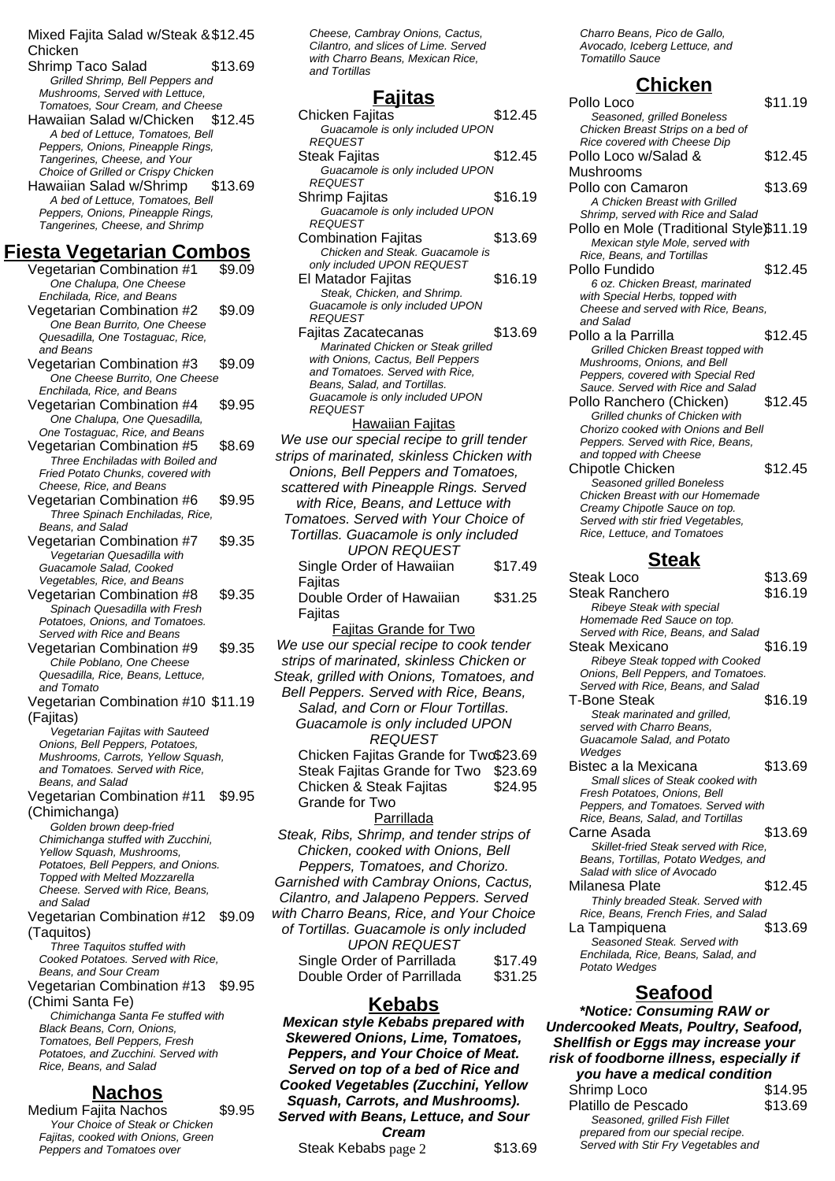Mixed Fajita Salad w/Steak & Chicken $12.45

Shrimp Taco Salad $13.69

*Grilled Shrimp, Bell Peppers and Mushrooms, Served with Lettuce, Tomatoes, Sour Cream, and Cheese*

Hawaiian Salad w/Chicken $12.45

*A bed of Lettuce, Tomatoes, Bell Peppers, Onions, Pineapple Rings, Tangerines, Cheese, and Your Choice of Grilled or Crispy Chicken*

Hawaiian Salad w/Shrimp $13.69

*A bed of Lettuce, Tomatoes, Bell Peppers, Onions, Pineapple Rings, Tangerines, Cheese, and Shrimp*

## Fiesta Vegetarian Combos

Vegetarian Combination #1 $9.09

*One Chalupa, One Cheese Enchilada, Rice, and Beans*

Vegetarian Combination #2 $9.09

*One Bean Burrito, One Cheese Quesadilla, One Tostaguac, Rice, and Beans*

Vegetarian Combination #3 $9.09

*One Cheese Burrito, One Cheese Enchilada, Rice, and Beans*

Vegetarian Combination #4 $9.95

*One Chalupa, One Quesadilla, One Tostaguac, Rice, and Beans*

Vegetarian Combination #5 $8.69

*Three Enchiladas with Boiled and Fried Potato Chunks, covered with Cheese, Rice, and Beans*

Vegetarian Combination #6 $9.95

*Three Spinach Enchiladas, Rice, Beans, and Salad*

Vegetarian Combination #7 $9.35

*Vegetarian Quesadilla with Guacamole Salad, Cooked Vegetables, Rice, and Beans*

Vegetarian Combination #8 $9.35

*Spinach Quesadilla with Fresh Potatoes, Onions, and Tomatoes. Served with Rice and Beans*

Vegetarian Combination #9 $9.35

*Chile Poblano, One Cheese Quesadilla, Rice, Beans, Lettuce, and Tomato*

Vegetarian Combination #10 (Fajitas) $11.19

*Vegetarian Fajitas with Sauteed Onions, Bell Peppers, Potatoes, Mushrooms, Carrots, Yellow Squash, and Tomatoes. Served with Rice, Beans, and Salad*

Vegetarian Combination #11 (Chimichanga) $9.95

*Golden brown deep-fried Chimichanga stuffed with Zucchini, Yellow Squash, Mushrooms, Potatoes, Bell Peppers, and Onions. Topped with Melted Mozzarella Cheese. Served with Rice, Beans, and Salad*

Vegetarian Combination #12 (Taquitos) $9.09

*Three Taquitos stuffed with Cooked Potatoes. Served with Rice, Beans, and Sour Cream*

Vegetarian Combination #13 (Chimi Santa Fe) $9.95

*Chimichanga Santa Fe stuffed with Black Beans, Corn, Onions, Tomatoes, Bell Peppers, Fresh Potatoes, and Zucchini. Served with Rice, Beans, and Salad*

## Nachos

Medium Fajita Nachos $9.95

*Your Choice of Steak or Chicken Fajitas, cooked with Onions, Green Peppers and Tomatoes over Cheese, Cambray Onions, Cactus, Cilantro, and slices of Lime. Served with Charro Beans, Mexican Rice, and Tortillas*

## Fajitas

Chicken Fajitas $12.45

*Guacamole is only included UPON REQUEST*

Steak Fajitas $12.45

*Guacamole is only included UPON REQUEST*

Shrimp Fajitas $16.19

*Guacamole is only included UPON REQUEST*

Combination Fajitas $13.69

*Chicken and Steak. Guacamole is only included UPON REQUEST*

El Matador Fajitas $16.19

*Steak, Chicken, and Shrimp. Guacamole is only included UPON REQUEST*

Fajitas Zacatecanas $13.69

*Marinated Chicken or Steak grilled with Onions, Cactus, Bell Peppers and Tomatoes. Served with Rice, Beans, Salad, and Tortillas. Guacamole is only included UPON REQUEST*

Hawaiian Fajitas

*We use our special recipe to grill tender strips of marinated, skinless Chicken with Onions, Bell Peppers and Tomatoes, scattered with Pineapple Rings. Served with Rice, Beans, and Lettuce with Tomatoes. Served with Your Choice of Tortillas. Guacamole is only included UPON REQUEST*

Single Order of Hawaiian Fajitas $17.49

Double Order of Hawaiian Fajitas $31.25

Fajitas Grande for Two

*We use our special recipe to cook tender strips of marinated, skinless Chicken or Steak, grilled with Onions, Tomatoes, and Bell Peppers. Served with Rice, Beans, Salad, and Corn or Flour Tortillas. Guacamole is only included UPON REQUEST*

Chicken Fajitas Grande for Two $23.69

Steak Fajitas Grande for Two $23.69

Chicken & Steak Fajitas Grande for Two $24.95

Parrillada

*Steak, Ribs, Shrimp, and tender strips of Chicken, cooked with Onions, Bell Peppers, Tomatoes, and Chorizo. Garnished with Cambray Onions, Cactus, Cilantro, and Jalapeno Peppers. Served with Charro Beans, Rice, and Your Choice of Tortillas. Guacamole is only included UPON REQUEST*

Single Order of Parrillada $17.49

Double Order of Parrillada $31.25

## Kebabs

***Mexican style Kebabs prepared with Skewered Onions, Lime, Tomatoes, Peppers, and Your Choice of Meat. Served on top of a bed of Rice and Cooked Vegetables (Zucchini, Yellow Squash, Carrots, and Mushrooms). Served with Beans, Lettuce, and Sour Cream***

Steak Kebabs $13.69

*Charro Beans, Pico de Gallo, Avocado, Iceberg Lettuce, and Tomatillo Sauce*

## Chicken

Pollo Loco $11.19

*Seasoned, grilled Boneless Chicken Breast Strips on a bed of Rice covered with Cheese Dip*

Pollo Loco w/Salad & Mushrooms $12.45

Pollo con Camaron $13.69

*A Chicken Breast with Grilled Shrimp, served with Rice and Salad*

Pollo en Mole (Traditional Style) $11.19

*Mexican style Mole, served with Rice, Beans, and Tortillas*

Pollo Fundido $12.45

*6 oz. Chicken Breast, marinated with Special Herbs, topped with Cheese and served with Rice, Beans, and Salad*

Pollo a la Parrilla $12.45

*Grilled Chicken Breast topped with Mushrooms, Onions, and Bell Peppers, covered with Special Red Sauce. Served with Rice and Salad*

Pollo Ranchero (Chicken) $12.45

*Grilled chunks of Chicken with Chorizo cooked with Onions and Bell Peppers. Served with Rice, Beans, and topped with Cheese*

Chipotle Chicken $12.45

*Seasoned grilled Boneless Chicken Breast with our Homemade Creamy Chipotle Sauce on top. Served with stir fried Vegetables, Rice, Lettuce, and Tomatoes*

## Steak

Steak Loco $13.69

Steak Ranchero $16.19

*Ribeye Steak with special Homemade Red Sauce on top. Served with Rice, Beans, and Salad*

Steak Mexicano $16.19

*Ribeye Steak topped with Cooked Onions, Bell Peppers, and Tomatoes. Served with Rice, Beans, and Salad*

T-Bone Steak $16.19

*Steak marinated and grilled, served with Charro Beans, Guacamole Salad, and Potato Wedges*

Bistec a la Mexicana $13.69

*Small slices of Steak cooked with Fresh Potatoes, Onions, Bell Peppers, and Tomatoes. Served with Rice, Beans, Salad, and Tortillas*

Carne Asada $13.69

*Skillet-fried Steak served with Rice, Beans, Tortillas, Potato Wedges, and Salad with slice of Avocado*

Milanesa Plate $12.45

*Thinly breaded Steak. Served with Rice, Beans, French Fries, and Salad*

La Tampiquena $13.69

*Seasoned Steak. Served with Enchilada, Rice, Beans, Salad, and Potato Wedges*

## Seafood

***\*Notice: Consuming RAW or Undercooked Meats, Poultry, Seafood, Shellfish or Eggs may increase your risk of foodborne illness, especially if you have a medical condition***

Shrimp Loco $14.95

Platillo de Pescado $13.69

*Seasoned, grilled Fish Fillet prepared from our special recipe. Served with Stir Fry Vegetables and*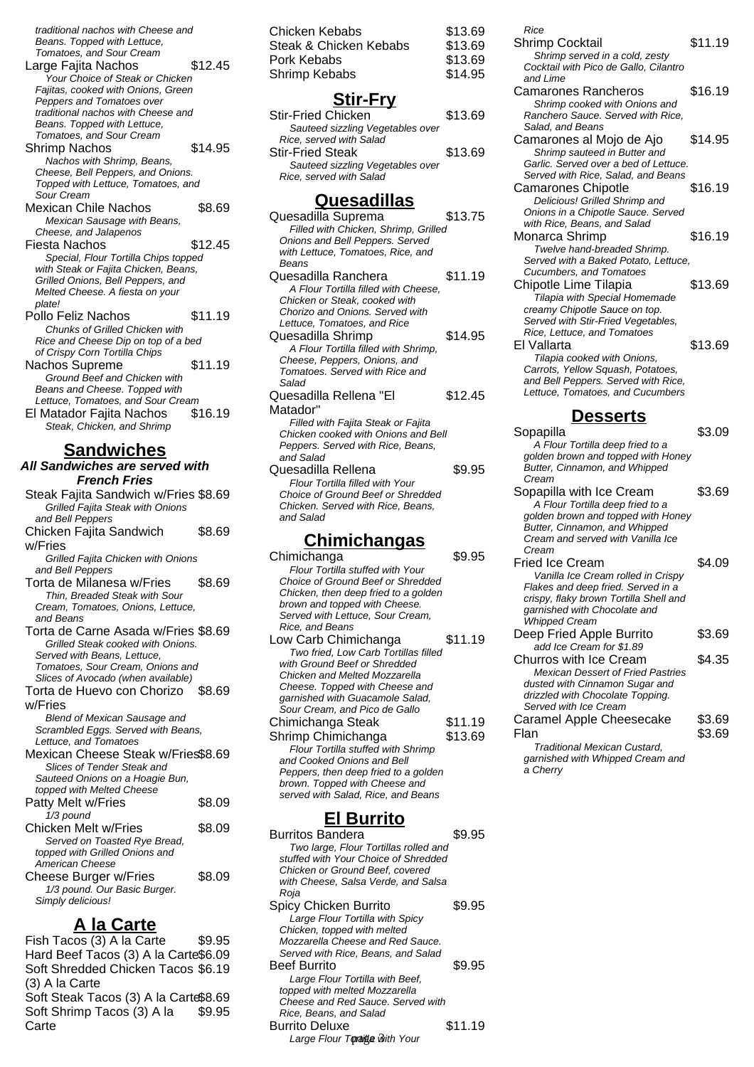traditional nachos with Cheese and Beans. Topped with Lettuce, Tomatoes, and Sour Cream

Large Fajita Nachos $12.45
*Your Choice of Steak or Chicken Fajitas, cooked with Onions, Green Peppers and Tomatoes over traditional nachos with Cheese and Beans. Topped with Lettuce, Tomatoes, and Sour Cream*

Shrimp Nachos $14.95
*Nachos with Shrimp, Beans, Cheese, Bell Peppers, and Onions. Topped with Lettuce, Tomatoes, and Sour Cream*

Mexican Chile Nachos $8.69
*Mexican Sausage with Beans, Cheese, and Jalapenos*

Fiesta Nachos $12.45
*Special, Flour Tortilla Chips topped with Steak or Fajita Chicken, Beans, Grilled Onions, Bell Peppers, and Melted Cheese. A fiesta on your plate!*

Pollo Feliz Nachos $11.19
*Chunks of Grilled Chicken with Rice and Cheese Dip on top of a bed of Crispy Corn Tortilla Chips*

Nachos Supreme $11.19
*Ground Beef and Chicken with Beans and Cheese. Topped with Lettuce, Tomatoes, and Sour Cream*

El Matador Fajita Nachos $16.19
*Steak, Chicken, and Shrimp*

## Sandwiches

***All Sandwiches are served with French Fries***

Steak Fajita Sandwich w/Fries $8.69
*Grilled Fajita Steak with Onions and Bell Peppers*

Chicken Fajita Sandwich w/Fries $8.69
*Grilled Fajita Chicken with Onions and Bell Peppers*

Torta de Milanesa w/Fries $8.69
*Thin, Breaded Steak with Sour Cream, Tomatoes, Onions, Lettuce, and Beans*

Torta de Carne Asada w/Fries $8.69
*Grilled Steak cooked with Onions. Served with Beans, Lettuce, Tomatoes, Sour Cream, Onions and Slices of Avocado (when available)*

Torta de Huevo con Chorizo w/Fries $8.69
*Blend of Mexican Sausage and Scrambled Eggs. Served with Beans, Lettuce, and Tomatoes*

Mexican Cheese Steak w/Fries $8.69
*Slices of Tender Steak and Sauteed Onions on a Hoagie Bun, topped with Melted Cheese*

Patty Melt w/Fries $8.09
*1/3 pound*

Chicken Melt w/Fries $8.09
*Served on Toasted Rye Bread, topped with Grilled Onions and American Cheese*

Cheese Burger w/Fries $8.09
*1/3 pound. Our Basic Burger. Simply delicious!*

## A la Carte

Fish Tacos (3) A la Carte $9.95

Hard Beef Tacos (3) A la Carte $6.09

Soft Shredded Chicken Tacos (3) A la Carte $6.19

Soft Steak Tacos (3) A la Carte $8.69

Soft Shrimp Tacos (3) A la Carte $9.95

Chicken Kebabs $13.69

Steak & Chicken Kebabs $13.69

Pork Kebabs $13.69

Shrimp Kebabs $14.95

## Stir-Fry

Stir-Fried Chicken $13.69
*Sauteed sizzling Vegetables over Rice, served with Salad*

Stir-Fried Steak $13.69
*Sauteed sizzling Vegetables over Rice, served with Salad*

## Quesadillas

Quesadilla Suprema $13.75
*Filled with Chicken, Shrimp, Grilled Onions and Bell Peppers. Served with Lettuce, Tomatoes, Rice, and Beans*

Quesadilla Ranchera $11.19
*A Flour Tortilla filled with Cheese, Chicken or Steak, cooked with Chorizo and Onions. Served with Lettuce, Tomatoes, and Rice*

Quesadilla Shrimp $14.95
*A Flour Tortilla filled with Shrimp, Cheese, Peppers, Onions, and Tomatoes. Served with Rice and Salad*

Quesadilla Rellena "El Matador" $12.45
*Filled with Fajita Steak or Fajita Chicken cooked with Onions and Bell Peppers. Served with Rice, Beans, and Salad*

Quesadilla Rellena $9.95
*Flour Tortilla filled with Your Choice of Ground Beef or Shredded Chicken. Served with Rice, Beans, and Salad*

## Chimichangas

Chimichanga $9.95
*Flour Tortilla stuffed with Your Choice of Ground Beef or Shredded Chicken, then deep fried to a golden brown and topped with Cheese. Served with Lettuce, Sour Cream, Rice, and Beans*

Low Carb Chimichanga $11.19
*Two fried, Low Carb Tortillas filled with Ground Beef or Shredded Chicken and Melted Mozzarella Cheese. Topped with Cheese and garnished with Guacamole Salad, Sour Cream, and Pico de Gallo*

Chimichanga Steak $11.19

Shrimp Chimichanga $13.69
*Flour Tortilla stuffed with Shrimp and Cooked Onions and Bell Peppers, then deep fried to a golden brown. Topped with Cheese and served with Salad, Rice, and Beans*

## El Burrito

Burritos Bandera $9.95
*Two large, Flour Tortillas rolled and stuffed with Your Choice of Shredded Chicken or Ground Beef, covered with Cheese, Salsa Verde, and Salsa Roja*

Spicy Chicken Burrito $9.95
*Large Flour Tortilla with Spicy Chicken, topped with melted Mozzarella Cheese and Red Sauce. Served with Rice, Beans, and Salad*

Beef Burrito $9.95
*Large Flour Tortilla with Beef, topped with melted Mozzarella Cheese and Red Sauce. Served with Rice, Beans, and Salad*

Burrito Deluxe $11.19
*Large Flour Tortilla with Your*

*Rice*

Shrimp Cocktail $11.19
*Shrimp served in a cold, zesty Cocktail with Pico de Gallo, Cilantro and Lime*

Camarones Rancheros $16.19
*Shrimp cooked with Onions and Ranchero Sauce. Served with Rice, Salad, and Beans*

Camarones al Mojo de Ajo $14.95
*Shrimp sauteed in Butter and Garlic. Served over a bed of Lettuce. Served with Rice, Salad, and Beans*

Camarones Chipotle $16.19
*Delicious! Grilled Shrimp and Onions in a Chipotle Sauce. Served with Rice, Beans, and Salad*

Monarca Shrimp $16.19
*Twelve hand-breaded Shrimp. Served with a Baked Potato, Lettuce, Cucumbers, and Tomatoes*

Chipotle Lime Tilapia $13.69
*Tilapia with Special Homemade creamy Chipotle Sauce on top. Served with Stir-Fried Vegetables, Rice, Lettuce, and Tomatoes*

El Vallarta $13.69
*Tilapia cooked with Onions, Carrots, Yellow Squash, Potatoes, and Bell Peppers. Served with Rice, Lettuce, Tomatoes, and Cucumbers*

## Desserts

Sopapilla $3.09
*A Flour Tortilla deep fried to a golden brown and topped with Honey Butter, Cinnamon, and Whipped Cream*

Sopapilla with Ice Cream $3.69
*A Flour Tortilla deep fried to a golden brown and topped with Honey Butter, Cinnamon, and Whipped Cream and served with Vanilla Ice Cream*

Fried Ice Cream $4.09
*Vanilla Ice Cream rolled in Crispy Flakes and deep fried. Served in a crispy, flaky brown Tortilla Shell and garnished with Chocolate and Whipped Cream*

Deep Fried Apple Burrito $3.69
*add Ice Cream for $1.89*

Churros with Ice Cream $4.35
*Mexican Dessert of Fried Pastries dusted with Cinnamon Sugar and drizzled with Chocolate Topping. Served with Ice Cream*

Caramel Apple Cheesecake $3.69

Flan $3.69
*Traditional Mexican Custard, garnished with Whipped Cream and a Cherry*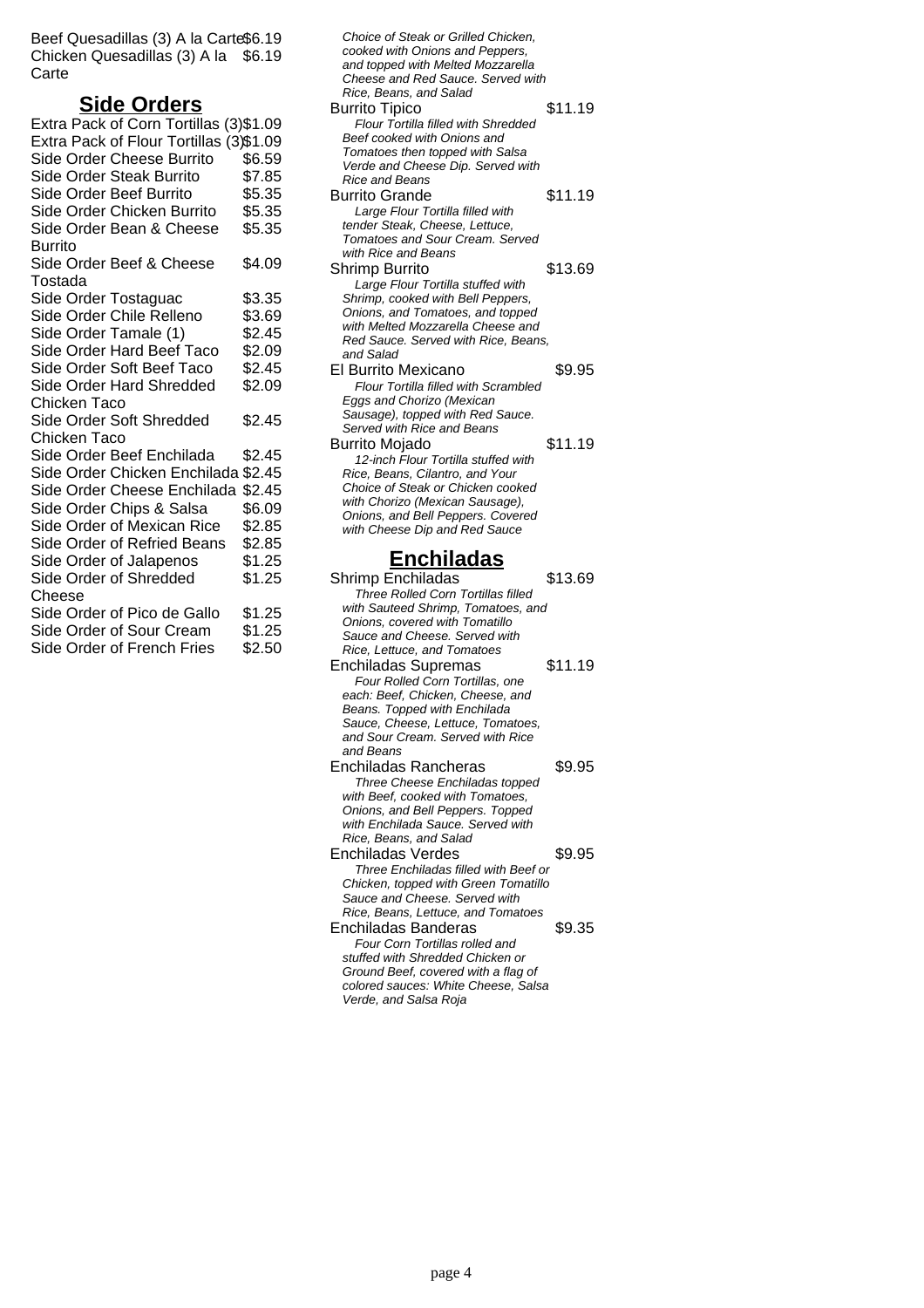Beef Quesadillas (3) A la Carte $6.19
Chicken Quesadillas (3) A la Carte $6.19

## Side Orders

| | |
|---|---|
| Extra Pack of Corn Tortillas (3) | $1.09 |
| Extra Pack of Flour Tortillas (3) | $1.09 |
| Side Order Cheese Burrito | $6.59 |
| Side Order Steak Burrito | $7.85 |
| Side Order Beef Burrito | $5.35 |
| Side Order Chicken Burrito | $5.35 |
| Side Order Bean & Cheese Burrito | $5.35 |
| Side Order Beef & Cheese Tostada | $4.09 |
| Side Order Tostaguac | $3.35 |
| Side Order Chile Relleno | $3.69 |
| Side Order Tamale (1) | $2.45 |
| Side Order Hard Beef Taco | $2.09 |
| Side Order Soft Beef Taco | $2.45 |
| Side Order Hard Shredded Chicken Taco | $2.09 |
| Side Order Soft Shredded Chicken Taco | $2.45 |
| Side Order Beef Enchilada | $2.45 |
| Side Order Chicken Enchilada | $2.45 |
| Side Order Cheese Enchilada | $2.45 |
| Side Order Chips & Salsa | $6.09 |
| Side Order of Mexican Rice | $2.85 |
| Side Order of Refried Beans | $2.85 |
| Side Order of Jalapenos | $1.25 |
| Side Order of Shredded Cheese | $1.25 |
| Side Order of Pico de Gallo | $1.25 |
| Side Order of Sour Cream | $1.25 |
| Side Order of French Fries | $2.50 |

*Choice of Steak or Grilled Chicken, cooked with Onions and Peppers, and topped with Melted Mozzarella Cheese and Red Sauce. Served with Rice, Beans, and Salad*

Burrito Tipico $11.19
*Flour Tortilla filled with Shredded Beef cooked with Onions and Tomatoes then topped with Salsa Verde and Cheese Dip. Served with Rice and Beans*

Burrito Grande $11.19
*Large Flour Tortilla filled with tender Steak, Cheese, Lettuce, Tomatoes and Sour Cream. Served with Rice and Beans*

Shrimp Burrito $13.69
*Large Flour Tortilla stuffed with Shrimp, cooked with Bell Peppers, Onions, and Tomatoes, and topped with Melted Mozzarella Cheese and Red Sauce. Served with Rice, Beans, and Salad*

El Burrito Mexicano $9.95
*Flour Tortilla filled with Scrambled Eggs and Chorizo (Mexican Sausage), topped with Red Sauce. Served with Rice and Beans*

Burrito Mojado $11.19
*12-inch Flour Tortilla stuffed with Rice, Beans, Cilantro, and Your Choice of Steak or Chicken cooked with Chorizo (Mexican Sausage), Onions, and Bell Peppers. Covered with Cheese Dip and Red Sauce*

## Enchiladas

Shrimp Enchiladas $13.69
*Three Rolled Corn Tortillas filled with Sauteed Shrimp, Tomatoes, and Onions, covered with Tomatillo Sauce and Cheese. Served with Rice, Lettuce, and Tomatoes*

Enchiladas Supremas $11.19
*Four Rolled Corn Tortillas, one each: Beef, Chicken, Cheese, and Beans. Topped with Enchilada Sauce, Cheese, Lettuce, Tomatoes, and Sour Cream. Served with Rice and Beans*

Enchiladas Rancheras $9.95
*Three Cheese Enchiladas topped with Beef, cooked with Tomatoes, Onions, and Bell Peppers. Topped with Enchilada Sauce. Served with Rice, Beans, and Salad*

Enchiladas Verdes $9.95
*Three Enchiladas filled with Beef or Chicken, topped with Green Tomatillo Sauce and Cheese. Served with Rice, Beans, Lettuce, and Tomatoes*

Enchiladas Banderas $9.35
*Four Corn Tortillas rolled and stuffed with Shredded Chicken or Ground Beef, covered with a flag of colored sauces: White Cheese, Salsa Verde, and Salsa Roja*